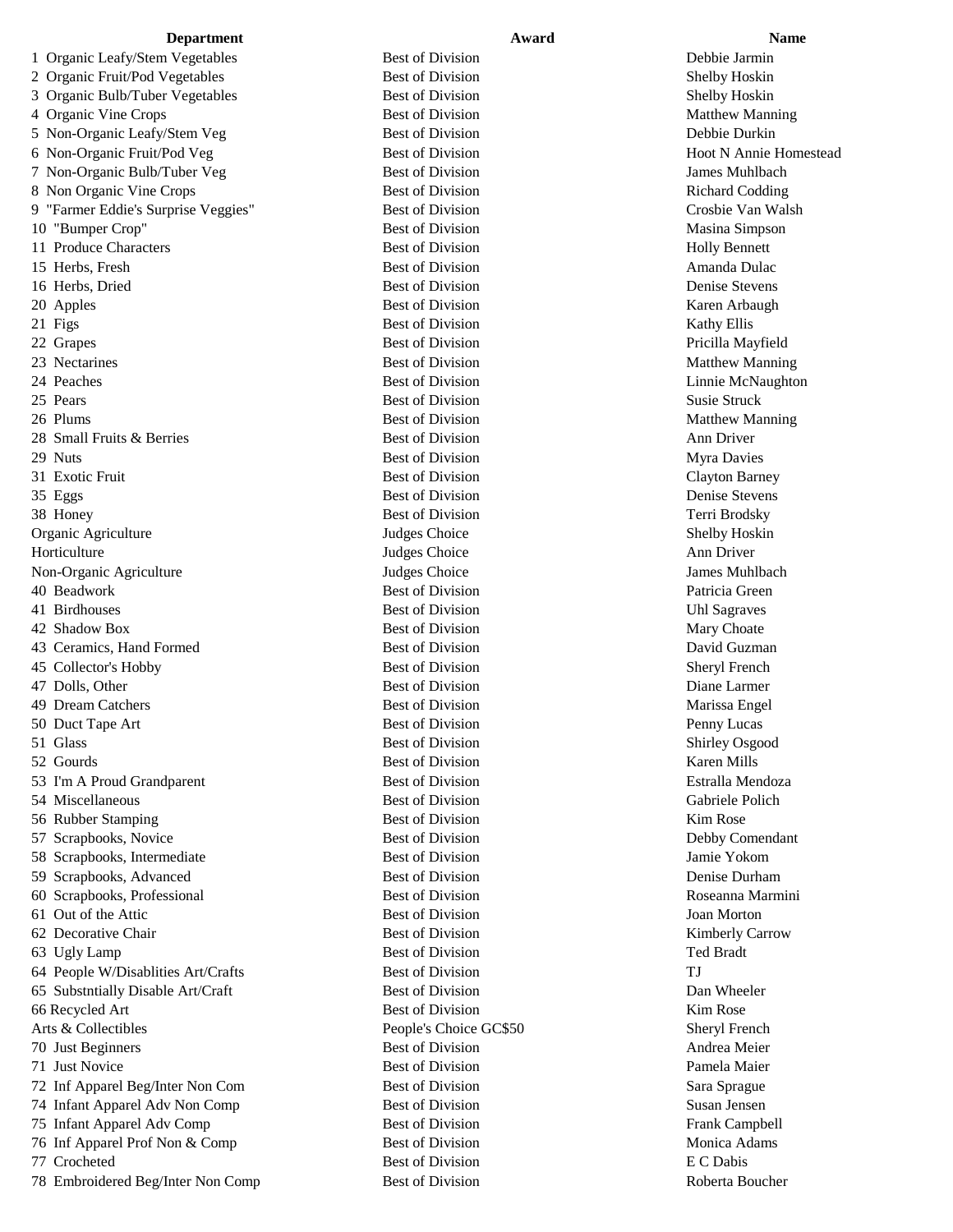| Department | Award | Name |
|---|---|---|
| 1 Organic Leafy/Stem Vegetables | Best of Division | Debbie Jarmin |
| 2 Organic Fruit/Pod Vegetables | Best of Division | Shelby Hoskin |
| 3 Organic Bulb/Tuber Vegetables | Best of Division | Shelby Hoskin |
| 4 Organic Vine Crops | Best of Division | Matthew Manning |
| 5 Non-Organic Leafy/Stem Veg | Best of Division | Debbie Durkin |
| 6 Non-Organic Fruit/Pod Veg | Best of Division | Hoot N Annie Homestead |
| 7 Non-Organic Bulb/Tuber Veg | Best of Division | James Muhlbach |
| 8 Non Organic Vine Crops | Best of Division | Richard Codding |
| 9 "Farmer Eddie's Surprise Veggies" | Best of Division | Crosbie Van Walsh |
| 10 "Bumper Crop" | Best of Division | Masina Simpson |
| 11 Produce Characters | Best of Division | Holly Bennett |
| 15 Herbs, Fresh | Best of Division | Amanda Dulac |
| 16 Herbs, Dried | Best of Division | Denise Stevens |
| 20 Apples | Best of Division | Karen Arbaugh |
| 21 Figs | Best of Division | Kathy Ellis |
| 22 Grapes | Best of Division | Pricilla Mayfield |
| 23 Nectarines | Best of Division | Matthew Manning |
| 24 Peaches | Best of Division | Linnie McNaughton |
| 25 Pears | Best of Division | Susie Struck |
| 26 Plums | Best of Division | Matthew Manning |
| 28 Small Fruits & Berries | Best of Division | Ann Driver |
| 29 Nuts | Best of Division | Myra Davies |
| 31 Exotic Fruit | Best of Division | Clayton Barney |
| 35 Eggs | Best of Division | Denise Stevens |
| 38 Honey | Best of Division | Terri Brodsky |
| Organic Agriculture | Judges Choice | Shelby Hoskin |
| Horticulture | Judges Choice | Ann Driver |
| Non-Organic Agriculture | Judges Choice | James Muhlbach |
| 40 Beadwork | Best of Division | Patricia Green |
| 41 Birdhouses | Best of Division | Uhl Sagraves |
| 42 Shadow Box | Best of Division | Mary Choate |
| 43 Ceramics, Hand Formed | Best of Division | David Guzman |
| 45 Collector's Hobby | Best of Division | Sheryl French |
| 47 Dolls, Other | Best of Division | Diane Larmer |
| 49 Dream Catchers | Best of Division | Marissa Engel |
| 50 Duct Tape Art | Best of Division | Penny Lucas |
| 51 Glass | Best of Division | Shirley Osgood |
| 52 Gourds | Best of Division | Karen Mills |
| 53 I'm A Proud Grandparent | Best of Division | Estralla Mendoza |
| 54 Miscellaneous | Best of Division | Gabriele Polich |
| 56 Rubber Stamping | Best of Division | Kim Rose |
| 57 Scrapbooks, Novice | Best of Division | Debby Comendant |
| 58 Scrapbooks, Intermediate | Best of Division | Jamie Yokom |
| 59 Scrapbooks, Advanced | Best of Division | Denise Durham |
| 60 Scrapbooks, Professional | Best of Division | Roseanna Marmini |
| 61 Out of the Attic | Best of Division | Joan Morton |
| 62 Decorative Chair | Best of Division | Kimberly Carrow |
| 63 Ugly Lamp | Best of Division | Ted Bradt |
| 64 People W/Disablities Art/Crafts | Best of Division | TJ |
| 65 Substntially Disable Art/Craft | Best of Division | Dan Wheeler |
| 66 Recycled Art | Best of Division | Kim Rose |
| Arts & Collectibles | People's Choice GC$50 | Sheryl French |
| 70 Just Beginners | Best of Division | Andrea Meier |
| 71 Just Novice | Best of Division | Pamela Maier |
| 72 Inf Apparel Beg/Inter Non Com | Best of Division | Sara Sprague |
| 74 Infant Apparel Adv Non Comp | Best of Division | Susan Jensen |
| 75 Infant Apparel Adv Comp | Best of Division | Frank Campbell |
| 76 Inf Apparel Prof Non & Comp | Best of Division | Monica Adams |
| 77 Crocheted | Best of Division | E C Dabis |
| 78 Embroidered Beg/Inter Non Comp | Best of Division | Roberta Boucher |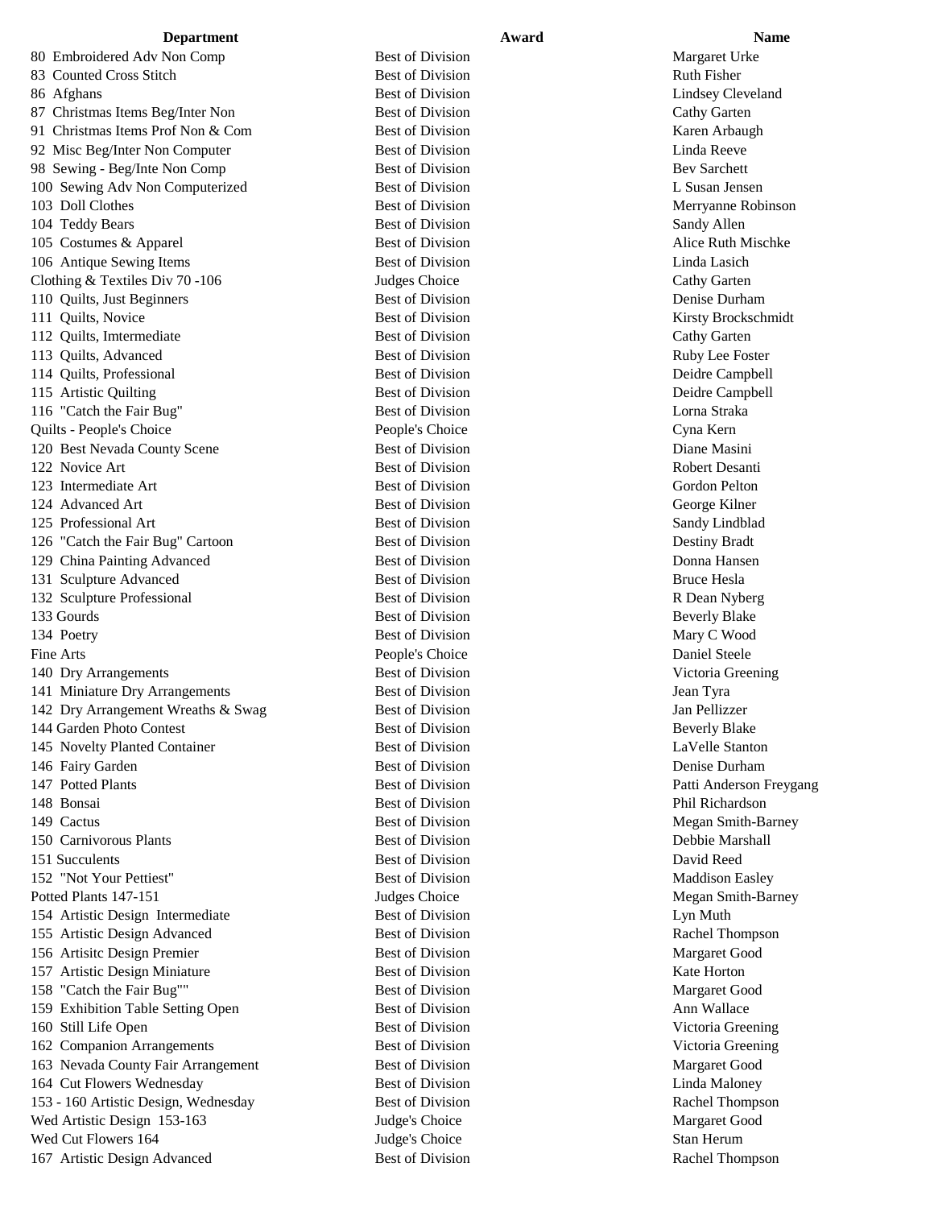| Department | Award | Name |
| --- | --- | --- |
| 80 Embroidered Adv Non Comp | Best of Division | Margaret Urke |
| 83 Counted Cross Stitch | Best of Division | Ruth Fisher |
| 86 Afghans | Best of Division | Lindsey Cleveland |
| 87 Christmas Items Beg/Inter Non | Best of Division | Cathy Garten |
| 91 Christmas Items Prof Non & Com | Best of Division | Karen Arbaugh |
| 92 Misc Beg/Inter Non Computer | Best of Division | Linda Reeve |
| 98 Sewing - Beg/Inte Non Comp | Best of Division | Bev Sarchett |
| 100 Sewing Adv Non Computerized | Best of Division | L Susan Jensen |
| 103 Doll Clothes | Best of Division | Merryanne Robinson |
| 104 Teddy Bears | Best of Division | Sandy Allen |
| 105 Costumes & Apparel | Best of Division | Alice Ruth Mischke |
| 106 Antique Sewing Items | Best of Division | Linda Lasich |
| Clothing & Textiles Div 70 -106 | Judges Choice | Cathy Garten |
| 110 Quilts, Just Beginners | Best of Division | Denise Durham |
| 111 Quilts, Novice | Best of Division | Kirsty Brockschmidt |
| 112 Quilts, Imtermediate | Best of Division | Cathy Garten |
| 113 Quilts, Advanced | Best of Division | Ruby Lee Foster |
| 114 Quilts, Professional | Best of Division | Deidre Campbell |
| 115 Artistic Quilting | Best of Division | Deidre Campbell |
| 116 "Catch the Fair Bug" | Best of Division | Lorna Straka |
| Quilts - People's Choice | People's Choice | Cyna Kern |
| 120 Best Nevada County Scene | Best of Division | Diane Masini |
| 122 Novice Art | Best of Division | Robert Desanti |
| 123 Intermediate Art | Best of Division | Gordon Pelton |
| 124 Advanced Art | Best of Division | George Kilner |
| 125 Professional Art | Best of Division | Sandy Lindblad |
| 126 "Catch the Fair Bug" Cartoon | Best of Division | Destiny Bradt |
| 129 China Painting Advanced | Best of Division | Donna Hansen |
| 131 Sculpture Advanced | Best of Division | Bruce Hesla |
| 132 Sculpture Professional | Best of Division | R Dean Nyberg |
| 133 Gourds | Best of Division | Beverly Blake |
| 134 Poetry | Best of Division | Mary C Wood |
| Fine Arts | People's Choice | Daniel Steele |
| 140 Dry Arrangements | Best of Division | Victoria Greening |
| 141 Miniature Dry Arrangements | Best of Division | Jean Tyra |
| 142 Dry Arrangement Wreaths & Swag | Best of Division | Jan Pellizzer |
| 144 Garden Photo Contest | Best of Division | Beverly Blake |
| 145 Novelty Planted Container | Best of Division | LaVelle Stanton |
| 146 Fairy Garden | Best of Division | Denise Durham |
| 147 Potted Plants | Best of Division | Patti Anderson Freygang |
| 148 Bonsai | Best of Division | Phil Richardson |
| 149 Cactus | Best of Division | Megan Smith-Barney |
| 150 Carnivorous Plants | Best of Division | Debbie Marshall |
| 151 Succulents | Best of Division | David Reed |
| 152 "Not Your Pettiest" | Best of Division | Maddison Easley |
| Potted Plants 147-151 | Judges Choice | Megan Smith-Barney |
| 154 Artistic Design Intermediate | Best of Division | Lyn Muth |
| 155 Artistic Design Advanced | Best of Division | Rachel Thompson |
| 156 Artisitc Design Premier | Best of Division | Margaret Good |
| 157 Artistic Design Miniature | Best of Division | Kate Horton |
| 158 "Catch the Fair Bug"" | Best of Division | Margaret Good |
| 159 Exhibition Table Setting Open | Best of Division | Ann Wallace |
| 160 Still Life Open | Best of Division | Victoria Greening |
| 162 Companion Arrangements | Best of Division | Victoria Greening |
| 163 Nevada County Fair Arrangement | Best of Division | Margaret Good |
| 164 Cut Flowers Wednesday | Best of Division | Linda Maloney |
| 153 - 160 Artistic Design, Wednesday | Best of Division | Rachel Thompson |
| Wed Artistic Design 153-163 | Judge's Choice | Margaret Good |
| Wed Cut Flowers 164 | Judge's Choice | Stan Herum |
| 167 Artistic Design Advanced | Best of Division | Rachel Thompson |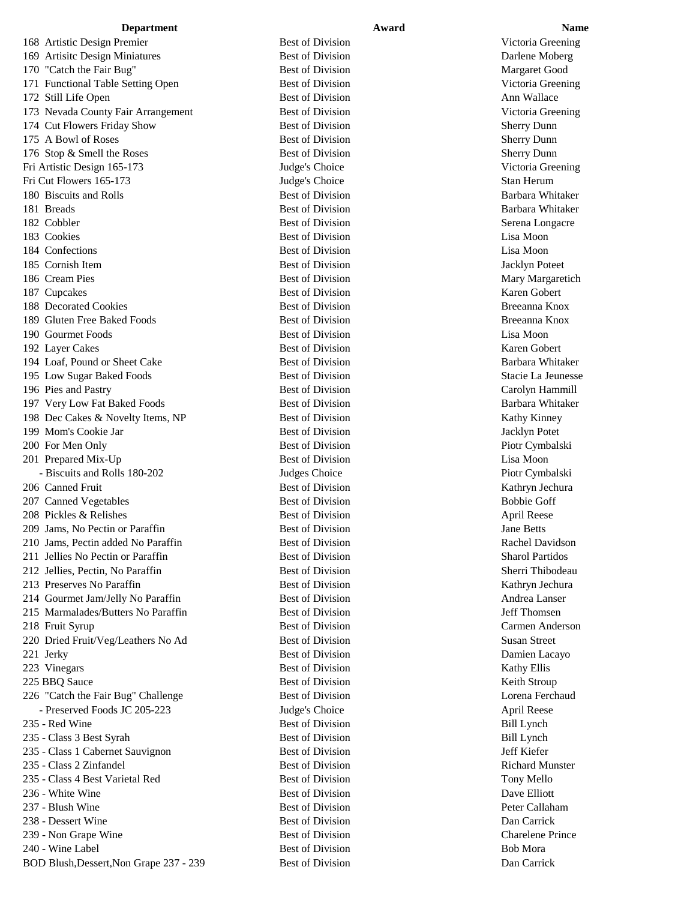| Department | Award | Name |
|---|---|---|
| 168 Artistic Design Premier | Best of Division | Victoria Greening |
| 169 Artisitc Design Miniatures | Best of Division | Darlene Moberg |
| 170 "Catch the Fair Bug" | Best of Division | Margaret Good |
| 171 Functional Table Setting Open | Best of Division | Victoria Greening |
| 172 Still Life Open | Best of Division | Ann Wallace |
| 173 Nevada County Fair Arrangement | Best of Division | Victoria Greening |
| 174 Cut Flowers Friday Show | Best of Division | Sherry Dunn |
| 175 A Bowl of Roses | Best of Division | Sherry Dunn |
| 176 Stop & Smell the Roses | Best of Division | Sherry Dunn |
| Fri Artistic Design 165-173 | Judge's Choice | Victoria Greening |
| Fri Cut Flowers 165-173 | Judge's Choice | Stan Herum |
| 180 Biscuits and Rolls | Best of Division | Barbara Whitaker |
| 181 Breads | Best of Division | Barbara Whitaker |
| 182 Cobbler | Best of Division | Serena Longacre |
| 183 Cookies | Best of Division | Lisa Moon |
| 184 Confections | Best of Division | Lisa Moon |
| 185 Cornish Item | Best of Division | Jacklyn Poteet |
| 186 Cream Pies | Best of Division | Mary Margaretich |
| 187 Cupcakes | Best of Division | Karen Gobert |
| 188 Decorated Cookies | Best of Division | Breeanna Knox |
| 189 Gluten Free Baked Foods | Best of Division | Breeanna Knox |
| 190 Gourmet Foods | Best of Division | Lisa Moon |
| 192 Layer Cakes | Best of Division | Karen Gobert |
| 194 Loaf, Pound or Sheet Cake | Best of Division | Barbara Whitaker |
| 195 Low Sugar Baked Foods | Best of Division | Stacie La Jeunesse |
| 196 Pies and Pastry | Best of Division | Carolyn Hammill |
| 197 Very Low Fat Baked Foods | Best of Division | Barbara Whitaker |
| 198 Dec Cakes & Novelty Items, NP | Best of Division | Kathy Kinney |
| 199 Mom's Cookie Jar | Best of Division | Jacklyn Potet |
| 200 For Men Only | Best of Division | Piotr Cymbalski |
| 201 Prepared Mix-Up | Best of Division | Lisa Moon |
| - Biscuits and Rolls 180-202 | Judges Choice | Piotr Cymbalski |
| 206 Canned Fruit | Best of Division | Kathryn Jechura |
| 207 Canned Vegetables | Best of Division | Bobbie Goff |
| 208 Pickles & Relishes | Best of Division | April Reese |
| 209 Jams, No Pectin or Paraffin | Best of Division | Jane Betts |
| 210 Jams, Pectin added No Paraffin | Best of Division | Rachel Davidson |
| 211 Jellies No Pectin or Paraffin | Best of Division | Sharol Partidos |
| 212 Jellies, Pectin, No Paraffin | Best of Division | Sherri Thibodeau |
| 213 Preserves No Paraffin | Best of Division | Kathryn Jechura |
| 214 Gourmet Jam/Jelly No Paraffin | Best of Division | Andrea Lanser |
| 215 Marmalades/Butters No Paraffin | Best of Division | Jeff Thomsen |
| 218 Fruit Syrup | Best of Division | Carmen Anderson |
| 220 Dried Fruit/Veg/Leathers No Ad | Best of Division | Susan Street |
| 221 Jerky | Best of Division | Damien Lacayo |
| 223 Vinegars | Best of Division | Kathy Ellis |
| 225 BBQ Sauce | Best of Division | Keith Stroup |
| 226 "Catch the Fair Bug" Challenge | Best of Division | Lorena Ferchaud |
| - Preserved Foods JC 205-223 | Judge's Choice | April Reese |
| 235 - Red Wine | Best of Division | Bill Lynch |
| 235 - Class 3 Best Syrah | Best of Division | Bill Lynch |
| 235 - Class 1 Cabernet Sauvignon | Best of Division | Jeff Kiefer |
| 235 - Class 2 Zinfandel | Best of Division | Richard Munster |
| 235 - Class 4 Best Varietal Red | Best of Division | Tony Mello |
| 236 - White Wine | Best of Division | Dave Elliott |
| 237 - Blush Wine | Best of Division | Peter Callaham |
| 238 - Dessert Wine | Best of Division | Dan Carrick |
| 239 - Non Grape Wine | Best of Division | Charelene Prince |
| 240 - Wine Label | Best of Division | Bob Mora |
| BOD Blush,Dessert,Non Grape 237 - 239 | Best of Division | Dan Carrick |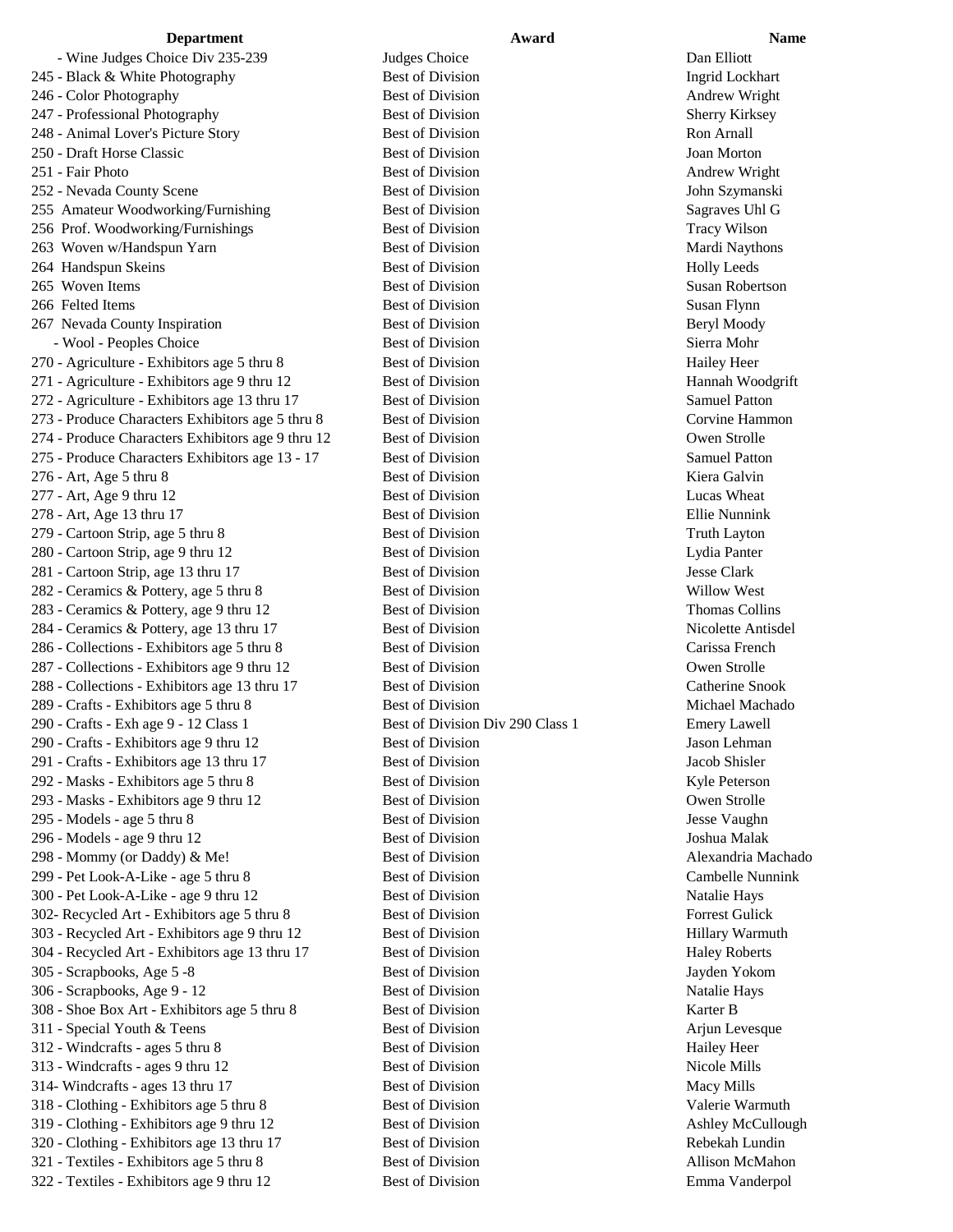| Department | Award | Name |
|---|---|---|
| - Wine Judges Choice Div 235-239 | Judges Choice | Dan Elliott |
| 245 - Black & White Photography | Best of Division | Ingrid Lockhart |
| 246 - Color Photography | Best of Division | Andrew Wright |
| 247 - Professional Photography | Best of Division | Sherry Kirksey |
| 248 - Animal Lover's Picture Story | Best of Division | Ron Arnall |
| 250 - Draft Horse Classic | Best of Division | Joan Morton |
| 251 - Fair Photo | Best of Division | Andrew Wright |
| 252 - Nevada County Scene | Best of Division | John Szymanski |
| 255 Amateur Woodworking/Furnishing | Best of Division | Sagraves Uhl G |
| 256 Prof. Woodworking/Furnishings | Best of Division | Tracy Wilson |
| 263 Woven w/Handspun Yarn | Best of Division | Mardi Naythons |
| 264 Handspun Skeins | Best of Division | Holly Leeds |
| 265 Woven Items | Best of Division | Susan Robertson |
| 266 Felted Items | Best of Division | Susan Flynn |
| 267 Nevada County Inspiration | Best of Division | Beryl Moody |
| - Wool - Peoples Choice | Best of Division | Sierra Mohr |
| 270 - Agriculture - Exhibitors age 5 thru 8 | Best of Division | Hailey Heer |
| 271 - Agriculture - Exhibitors age 9 thru 12 | Best of Division | Hannah Woodgrift |
| 272 - Agriculture - Exhibitors age 13 thru 17 | Best of Division | Samuel Patton |
| 273 - Produce Characters Exhibitors age 5 thru 8 | Best of Division | Corvine Hammon |
| 274 - Produce Characters Exhibitors age 9 thru 12 | Best of Division | Owen Strolle |
| 275 - Produce Characters Exhibitors age 13 - 17 | Best of Division | Samuel Patton |
| 276 - Art, Age 5 thru 8 | Best of Division | Kiera Galvin |
| 277 - Art, Age 9 thru 12 | Best of Division | Lucas Wheat |
| 278 - Art, Age 13 thru 17 | Best of Division | Ellie Nunnink |
| 279 - Cartoon Strip, age 5 thru 8 | Best of Division | Truth Layton |
| 280 - Cartoon Strip, age 9 thru 12 | Best of Division | Lydia Panter |
| 281 - Cartoon Strip, age 13 thru 17 | Best of Division | Jesse Clark |
| 282 - Ceramics & Pottery, age 5 thru 8 | Best of Division | Willow West |
| 283 - Ceramics & Pottery, age 9 thru 12 | Best of Division | Thomas Collins |
| 284 - Ceramics & Pottery, age 13 thru 17 | Best of Division | Nicolette Antisdel |
| 286 - Collections - Exhibitors age 5 thru 8 | Best of Division | Carissa French |
| 287 - Collections - Exhibitors age 9 thru 12 | Best of Division | Owen Strolle |
| 288 - Collections - Exhibitors age 13 thru 17 | Best of Division | Catherine Snook |
| 289 - Crafts - Exhibitors age 5 thru 8 | Best of Division | Michael Machado |
| 290 - Crafts - Exh age 9 - 12 Class 1 | Best of Division Div 290 Class 1 | Emery Lawell |
| 290 - Crafts - Exhibitors age 9 thru 12 | Best of Division | Jason Lehman |
| 291 - Crafts - Exhibitors age 13 thru 17 | Best of Division | Jacob Shisler |
| 292 - Masks - Exhibitors age 5 thru 8 | Best of Division | Kyle Peterson |
| 293 - Masks - Exhibitors age 9 thru 12 | Best of Division | Owen Strolle |
| 295 - Models - age 5 thru 8 | Best of Division | Jesse Vaughn |
| 296 - Models - age 9 thru 12 | Best of Division | Joshua Malak |
| 298 - Mommy (or Daddy) & Me! | Best of Division | Alexandria Machado |
| 299 - Pet Look-A-Like - age 5 thru 8 | Best of Division | Cambelle Nunnink |
| 300 - Pet Look-A-Like - age 9 thru 12 | Best of Division | Natalie Hays |
| 302- Recycled Art - Exhibitors age 5 thru 8 | Best of Division | Forrest Gulick |
| 303 - Recycled Art - Exhibitors age 9 thru 12 | Best of Division | Hillary Warmuth |
| 304 - Recycled Art - Exhibitors age 13 thru 17 | Best of Division | Haley Roberts |
| 305 - Scrapbooks, Age 5 -8 | Best of Division | Jayden Yokom |
| 306 - Scrapbooks, Age 9 - 12 | Best of Division | Natalie Hays |
| 308 - Shoe Box Art - Exhibitors age 5 thru 8 | Best of Division | Karter B |
| 311 - Special Youth & Teens | Best of Division | Arjun Levesque |
| 312 - Windcrafts - ages 5 thru 8 | Best of Division | Hailey Heer |
| 313 - Windcrafts - ages 9 thru 12 | Best of Division | Nicole Mills |
| 314- Windcrafts - ages 13 thru 17 | Best of Division | Macy Mills |
| 318 - Clothing - Exhibitors age 5 thru 8 | Best of Division | Valerie Warmuth |
| 319 - Clothing - Exhibitors age 9 thru 12 | Best of Division | Ashley McCullough |
| 320 - Clothing - Exhibitors age 13 thru 17 | Best of Division | Rebekah Lundin |
| 321 - Textiles - Exhibitors age 5 thru 8 | Best of Division | Allison McMahon |
| 322 - Textiles - Exhibitors age 9 thru 12 | Best of Division | Emma Vanderpol |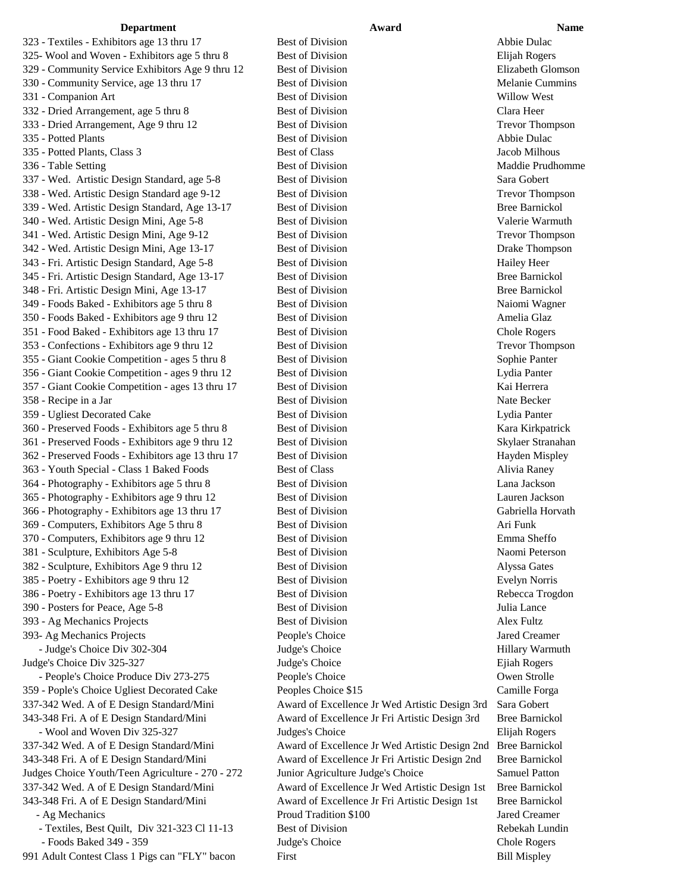| Department | Award | Name |
|---|---|---|
| 323 - Textiles - Exhibitors age 13 thru 17 | Best of Division | Abbie Dulac |
| 325- Wool and Woven - Exhibitors age 5 thru 8 | Best of Division | Elijah Rogers |
| 329 - Community Service Exhibitors Age 9 thru 12 | Best of Division | Elizabeth Glomson |
| 330 - Community Service, age 13 thru 17 | Best of Division | Melanie Cummins |
| 331 - Companion Art | Best of Division | Willow West |
| 332 - Dried Arrangement, age 5 thru 8 | Best of Division | Clara Heer |
| 333 - Dried Arrangement, Age 9 thru 12 | Best of Division | Trevor Thompson |
| 335 - Potted Plants | Best of Division | Abbie Dulac |
| 335 - Potted Plants, Class 3 | Best of Class | Jacob Milhous |
| 336 - Table Setting | Best of Division | Maddie Prudhomme |
| 337 - Wed. Artistic Design Standard, age 5-8 | Best of Division | Sara Gobert |
| 338 - Wed. Artistic Design Standard age 9-12 | Best of Division | Trevor Thompson |
| 339 - Wed. Artistic Design Standard, Age 13-17 | Best of Division | Bree Barnickol |
| 340 - Wed. Artistic Design Mini, Age 5-8 | Best of Division | Valerie Warmuth |
| 341 - Wed. Artistic Design Mini, Age 9-12 | Best of Division | Trevor Thompson |
| 342 - Wed. Artistic Design Mini, Age 13-17 | Best of Division | Drake Thompson |
| 343 - Fri. Artistic Design Standard, Age 5-8 | Best of Division | Hailey Heer |
| 345 - Fri. Artistic Design Standard, Age 13-17 | Best of Division | Bree Barnickol |
| 348 - Fri. Artistic Design Mini, Age 13-17 | Best of Division | Bree Barnickol |
| 349 - Foods Baked - Exhibitors age 5 thru 8 | Best of Division | Naiomi Wagner |
| 350 - Foods Baked - Exhibitors age 9 thru 12 | Best of Division | Amelia Glaz |
| 351 - Food Baked - Exhibitors age 13 thru 17 | Best of Division | Chole Rogers |
| 353 - Confections - Exhibitors age 9 thru 12 | Best of Division | Trevor Thompson |
| 355 - Giant Cookie Competition - ages 5 thru 8 | Best of Division | Sophie Panter |
| 356 - Giant Cookie Competition - ages 9 thru 12 | Best of Division | Lydia Panter |
| 357 - Giant Cookie Competition - ages 13 thru 17 | Best of Division | Kai Herrera |
| 358 - Recipe in a Jar | Best of Division | Nate Becker |
| 359 - Ugliest Decorated Cake | Best of Division | Lydia Panter |
| 360 - Preserved Foods - Exhibitors age 5 thru 8 | Best of Division | Kara Kirkpatrick |
| 361 - Preserved Foods - Exhibitors age 9 thru 12 | Best of Division | Skylaer Stranahan |
| 362 - Preserved Foods - Exhibitors age 13 thru 17 | Best of Division | Hayden Mispley |
| 363 - Youth Special - Class 1 Baked Foods | Best of Class | Alivia Raney |
| 364 - Photography - Exhibitors age 5 thru 8 | Best of Division | Lana Jackson |
| 365 - Photography - Exhibitors age 9 thru 12 | Best of Division | Lauren Jackson |
| 366 - Photography - Exhibitors age 13 thru 17 | Best of Division | Gabriella Horvath |
| 369 - Computers, Exhibitors Age 5 thru 8 | Best of Division | Ari Funk |
| 370 - Computers, Exhibitors age 9 thru 12 | Best of Division | Emma Sheffo |
| 381 - Sculpture, Exhibitors Age 5-8 | Best of Division | Naomi Peterson |
| 382 - Sculpture, Exhibitors Age 9 thru 12 | Best of Division | Alyssa Gates |
| 385 - Poetry - Exhibitors age 9 thru 12 | Best of Division | Evelyn Norris |
| 386 - Poetry - Exhibitors age 13 thru 17 | Best of Division | Rebecca Trogdon |
| 390 - Posters for Peace, Age 5-8 | Best of Division | Julia Lance |
| 393 - Ag Mechanics Projects | Best of Division | Alex Fultz |
| 393- Ag Mechanics Projects | People's Choice | Jared Creamer |
| - Judge's Choice Div 302-304 | Judge's Choice | Hillary Warmuth |
| Judge's Choice Div 325-327 | Judge's Choice | Ejiah Rogers |
| - People's Choice Produce Div 273-275 | People's Choice | Owen Strolle |
| 359 - Pople's Choice Ugliest Decorated Cake | Peoples Choice $15 | Camille Forga |
| 337-342 Wed. A of E Design Standard/Mini | Award of Excellence Jr Wed Artistic Design 3rd | Sara Gobert |
| 343-348 Fri. A of E Design Standard/Mini | Award of Excellence Jr Fri Artistic Design 3rd | Bree Barnickol |
| - Wool and Woven Div 325-327 | Judges's Choice | Elijah Rogers |
| 337-342 Wed. A of E Design Standard/Mini | Award of Excellence Jr Wed Artistic Design 2nd | Bree Barnickol |
| 343-348 Fri. A of E Design Standard/Mini | Award of Excellence Jr Fri Artistic Design 2nd | Bree Barnickol |
| Judges Choice Youth/Teen Agriculture - 270 - 272 | Junior Agriculture Judge's Choice | Samuel Patton |
| 337-342 Wed. A of E Design Standard/Mini | Award of Excellence Jr Wed Artistic Design 1st | Bree Barnickol |
| 343-348 Fri. A of E Design Standard/Mini | Award of Excellence Jr Fri Artistic Design 1st | Bree Barnickol |
| - Ag Mechanics | Proud Tradition $100 | Jared Creamer |
| - Textiles, Best Quilt, Div 321-323 Cl 11-13 | Best of Division | Rebekah Lundin |
| - Foods Baked 349 - 359 | Judge's Choice | Chole Rogers |
| 991 Adult Contest Class 1 Pigs can "FLY" bacon | First | Bill Mispley |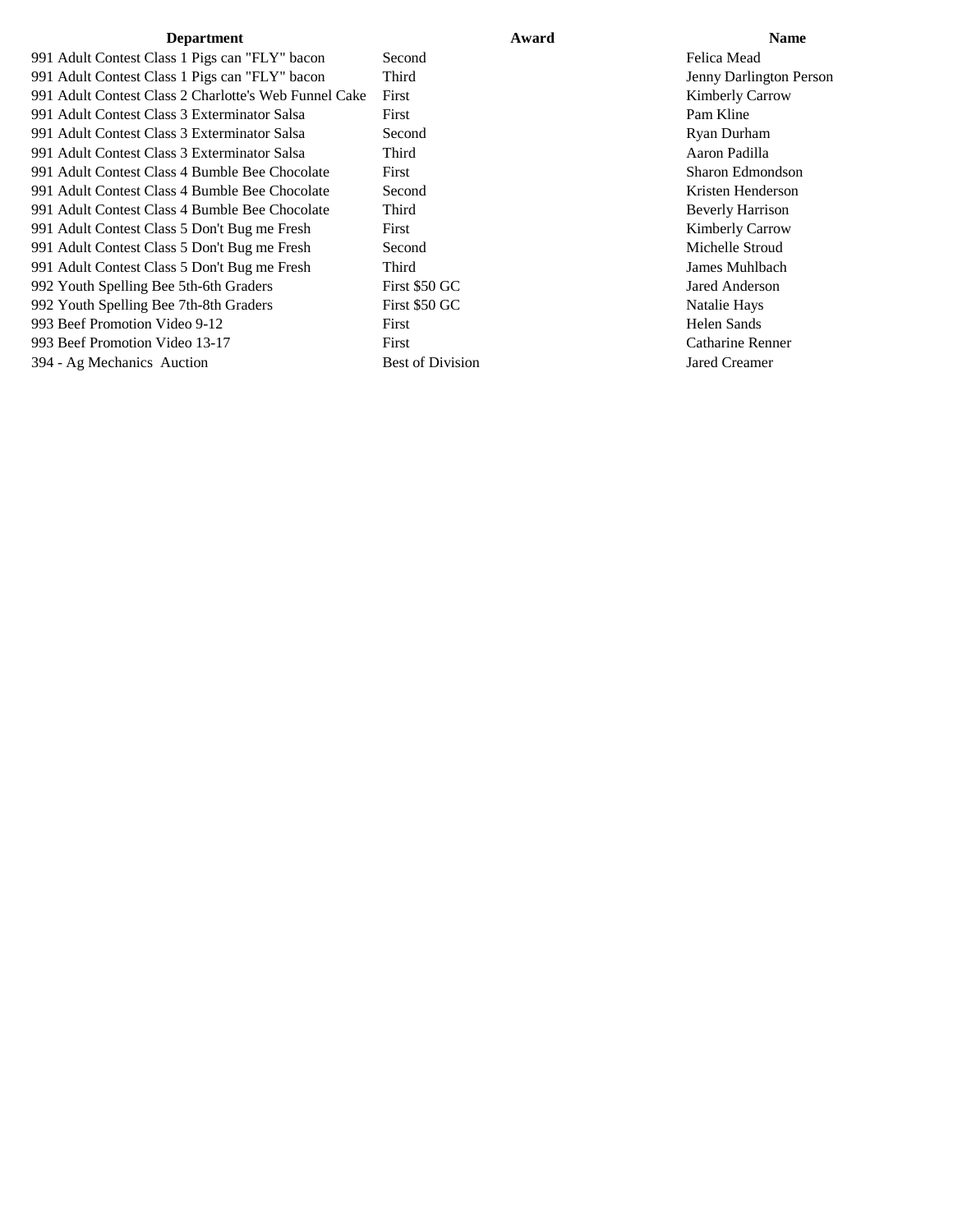| Department | Award | Name |
|---|---|---|
| 991 Adult Contest Class 1 Pigs can "FLY" bacon | Second | Felica Mead |
| 991 Adult Contest Class 1 Pigs can "FLY" bacon | Third | Jenny Darlington Person |
| 991 Adult Contest Class 2 Charlotte's Web Funnel Cake | First | Kimberly Carrow |
| 991 Adult Contest Class 3 Exterminator Salsa | First | Pam Kline |
| 991 Adult Contest Class 3 Exterminator Salsa | Second | Ryan Durham |
| 991 Adult Contest Class 3 Exterminator Salsa | Third | Aaron Padilla |
| 991 Adult Contest Class 4 Bumble Bee Chocolate | First | Sharon Edmondson |
| 991 Adult Contest Class 4 Bumble Bee Chocolate | Second | Kristen Henderson |
| 991 Adult Contest Class 4 Bumble Bee Chocolate | Third | Beverly Harrison |
| 991 Adult Contest Class 5 Don't Bug me Fresh | First | Kimberly Carrow |
| 991 Adult Contest Class 5 Don't Bug me Fresh | Second | Michelle Stroud |
| 991 Adult Contest Class 5 Don't Bug me Fresh | Third | James Muhlbach |
| 992 Youth Spelling Bee 5th-6th Graders | First $50 GC | Jared Anderson |
| 992 Youth Spelling Bee 7th-8th Graders | First $50 GC | Natalie Hays |
| 993 Beef Promotion Video 9-12 | First | Helen Sands |
| 993 Beef Promotion Video 13-17 | First | Catharine Renner |
| 394 - Ag Mechanics Auction | Best of Division | Jared Creamer |